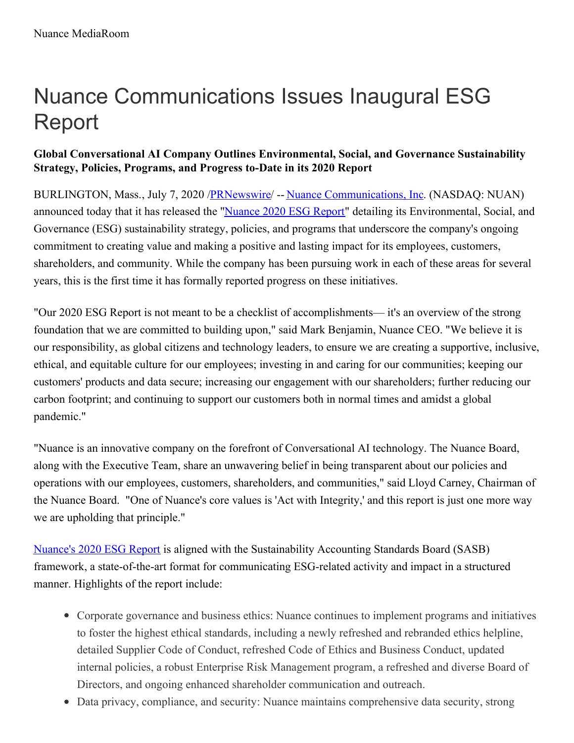Nuance MediaRoom

# Nuance Communications Issues Inaugural ESG Report

**Global Conversational AI Company Outlines Environmental, Social, and Governance Sustainability Strategy, Policies, Programs, and Progress to-Date in its 2020 Report**

BURLINGTON, Mass., July 7, 2020 /PRNewswire/ -- Nuance Communications, Inc. (NASDAQ: NUAN) announced today that it has released the "Nuance 2020 ESG Report" detailing its Environmental, Social, and Governance (ESG) sustainability strategy, policies, and programs that underscore the company's ongoing commitment to creating value and making a positive and lasting impact for its employees, customers, shareholders, and community. While the company has been pursuing work in each of these areas for several years, this is the first time it has formally reported progress on these initiatives.

"Our 2020 ESG Report is not meant to be a checklist of accomplishments— it's an overview of the strong foundation that we are committed to building upon," said Mark Benjamin, Nuance CEO. "We believe it is our responsibility, as global citizens and technology leaders, to ensure we are creating a supportive, inclusive, ethical, and equitable culture for our employees; investing in and caring for our communities; keeping our customers' products and data secure; increasing our engagement with our shareholders; further reducing our carbon footprint; and continuing to support our customers both in normal times and amidst a global pandemic."

"Nuance is an innovative company on the forefront of Conversational AI technology. The Nuance Board, along with the Executive Team, share an unwavering belief in being transparent about our policies and operations with our employees, customers, shareholders, and communities," said Lloyd Carney, Chairman of the Nuance Board. "One of Nuance's core values is 'Act with Integrity,' and this report is just one more way we are upholding that principle."

Nuance's 2020 ESG Report is aligned with the Sustainability Accounting Standards Board (SASB) framework, a state-of-the-art format for communicating ESG-related activity and impact in a structured manner. Highlights of the report include:

- Corporate governance and business ethics: Nuance continues to implement programs and initiatives to foster the highest ethical standards, including a newly refreshed and rebranded ethics helpline, detailed Supplier Code of Conduct, refreshed Code of Ethics and Business Conduct, updated internal policies, a robust Enterprise Risk Management program, a refreshed and diverse Board of Directors, and ongoing enhanced shareholder communication and outreach.
- Data privacy, compliance, and security: Nuance maintains comprehensive data security, strong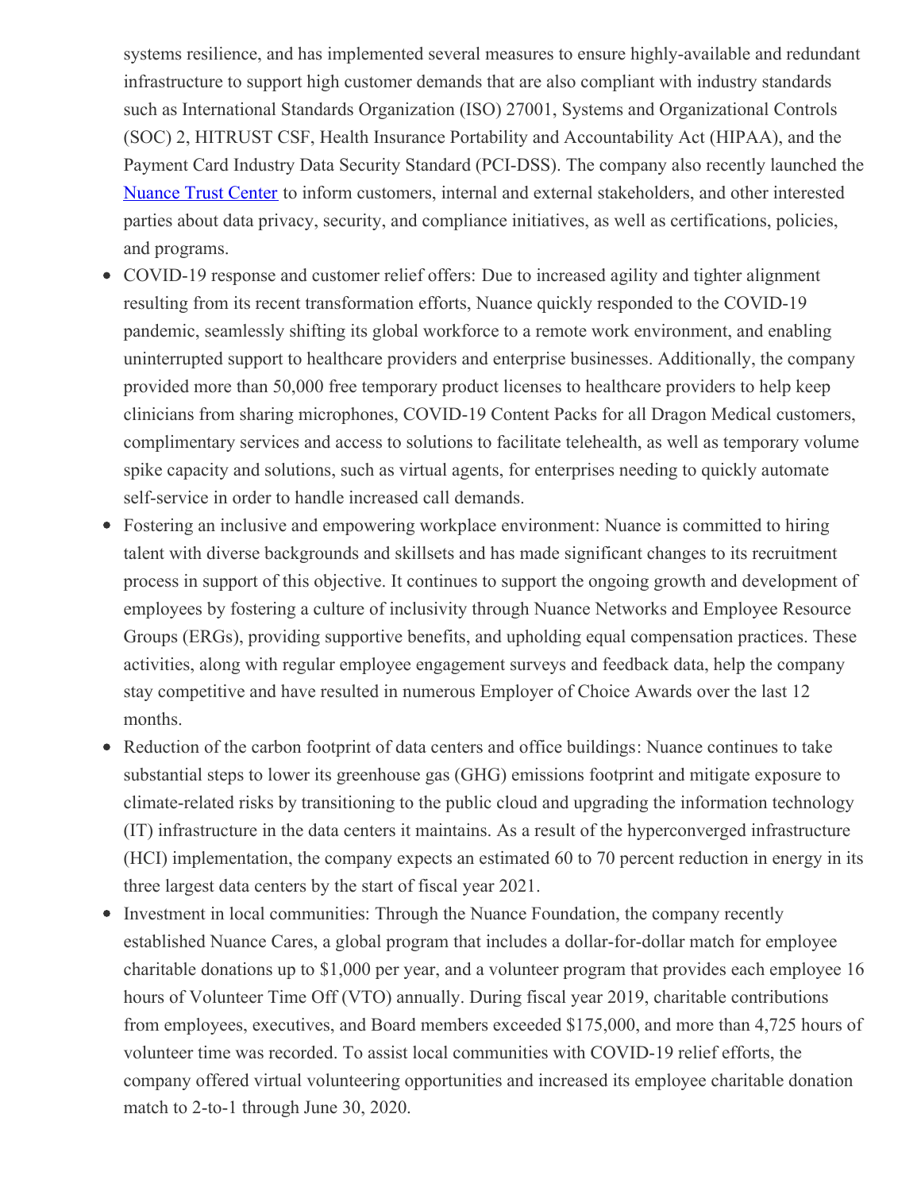systems resilience, and has implemented several measures to ensure highly-available and redundant infrastructure to support high customer demands that are also compliant with industry standards such as International Standards Organization (ISO) 27001, Systems and Organizational Controls (SOC) 2, HITRUST CSF, Health Insurance Portability and Accountability Act (HIPAA), and the Payment Card Industry Data Security Standard (PCI-DSS). The company also recently launched the Nuance Trust Center to inform customers, internal and external stakeholders, and other interested parties about data privacy, security, and compliance initiatives, as well as certifications, policies, and programs.

- COVID-19 response and customer relief offers: Due to increased agility and tighter alignment resulting from its recent transformation efforts, Nuance quickly responded to the COVID-19 pandemic, seamlessly shifting its global workforce to a remote work environment, and enabling uninterrupted support to healthcare providers and enterprise businesses. Additionally, the company provided more than 50,000 free temporary product licenses to healthcare providers to help keep clinicians from sharing microphones, COVID-19 Content Packs for all Dragon Medical customers, complimentary services and access to solutions to facilitate telehealth, as well as temporary volume spike capacity and solutions, such as virtual agents, for enterprises needing to quickly automate self-service in order to handle increased call demands.
- Fostering an inclusive and empowering workplace environment: Nuance is committed to hiring talent with diverse backgrounds and skillsets and has made significant changes to its recruitment process in support of this objective. It continues to support the ongoing growth and development of employees by fostering a culture of inclusivity through Nuance Networks and Employee Resource Groups (ERGs), providing supportive benefits, and upholding equal compensation practices. These activities, along with regular employee engagement surveys and feedback data, help the company stay competitive and have resulted in numerous Employer of Choice Awards over the last 12 months.
- Reduction of the carbon footprint of data centers and office buildings: Nuance continues to take substantial steps to lower its greenhouse gas (GHG) emissions footprint and mitigate exposure to climate-related risks by transitioning to the public cloud and upgrading the information technology (IT) infrastructure in the data centers it maintains. As a result of the hyperconverged infrastructure (HCI) implementation, the company expects an estimated 60 to 70 percent reduction in energy in its three largest data centers by the start of fiscal year 2021.
- Investment in local communities: Through the Nuance Foundation, the company recently established Nuance Cares, a global program that includes a dollar-for-dollar match for employee charitable donations up to $1,000 per year, and a volunteer program that provides each employee 16 hours of Volunteer Time Off (VTO) annually. During fiscal year 2019, charitable contributions from employees, executives, and Board members exceeded $175,000, and more than 4,725 hours of volunteer time was recorded. To assist local communities with COVID-19 relief efforts, the company offered virtual volunteering opportunities and increased its employee charitable donation match to 2-to-1 through June 30, 2020.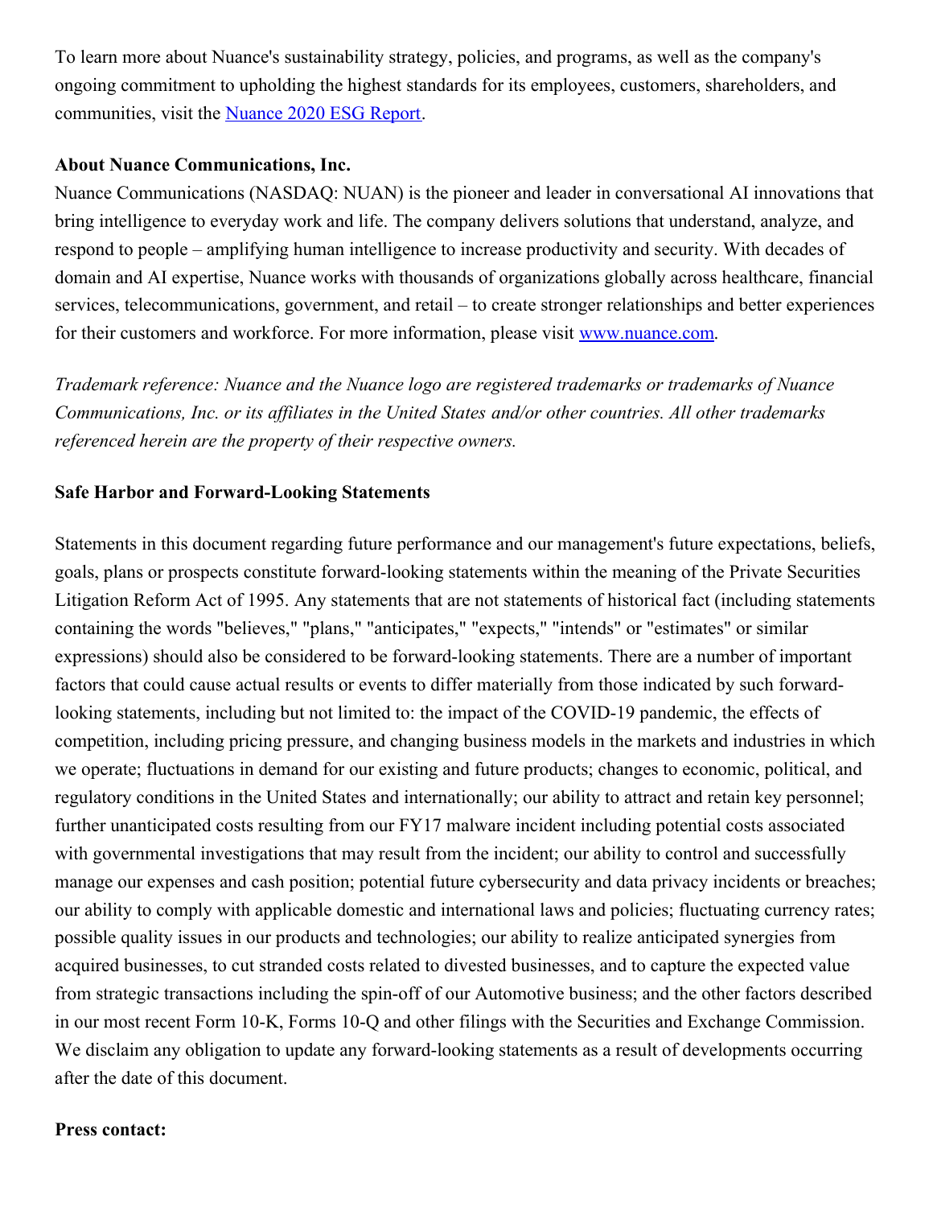To learn more about Nuance's sustainability strategy, policies, and programs, as well as the company's ongoing commitment to upholding the highest standards for its employees, customers, shareholders, and communities, visit the [Nuance 2020 ESG Report](#).

**About Nuance Communications, Inc.**

Nuance Communications (NASDAQ: NUAN) is the pioneer and leader in conversational AI innovations that bring intelligence to everyday work and life. The company delivers solutions that understand, analyze, and respond to people – amplifying human intelligence to increase productivity and security. With decades of domain and AI expertise, Nuance works with thousands of organizations globally across healthcare, financial services, telecommunications, government, and retail – to create stronger relationships and better experiences for their customers and workforce. For more information, please visit [www.nuance.com](http://www.nuance.com).

*Trademark reference: Nuance and the Nuance logo are registered trademarks or trademarks of Nuance Communications, Inc. or its affiliates in the United States and/or other countries. All other trademarks referenced herein are the property of their respective owners.*

**Safe Harbor and Forward-Looking Statements**

Statements in this document regarding future performance and our management's future expectations, beliefs, goals, plans or prospects constitute forward-looking statements within the meaning of the Private Securities Litigation Reform Act of 1995. Any statements that are not statements of historical fact (including statements containing the words "believes," "plans," "anticipates," "expects," "intends" or "estimates" or similar expressions) should also be considered to be forward-looking statements. There are a number of important factors that could cause actual results or events to differ materially from those indicated by such forward-looking statements, including but not limited to: the impact of the COVID-19 pandemic, the effects of competition, including pricing pressure, and changing business models in the markets and industries in which we operate; fluctuations in demand for our existing and future products; changes to economic, political, and regulatory conditions in the United States and internationally; our ability to attract and retain key personnel; further unanticipated costs resulting from our FY17 malware incident including potential costs associated with governmental investigations that may result from the incident; our ability to control and successfully manage our expenses and cash position; potential future cybersecurity and data privacy incidents or breaches; our ability to comply with applicable domestic and international laws and policies; fluctuating currency rates; possible quality issues in our products and technologies; our ability to realize anticipated synergies from acquired businesses, to cut stranded costs related to divested businesses, and to capture the expected value from strategic transactions including the spin-off of our Automotive business; and the other factors described in our most recent Form 10-K, Forms 10-Q and other filings with the Securities and Exchange Commission. We disclaim any obligation to update any forward-looking statements as a result of developments occurring after the date of this document.

**Press contact:**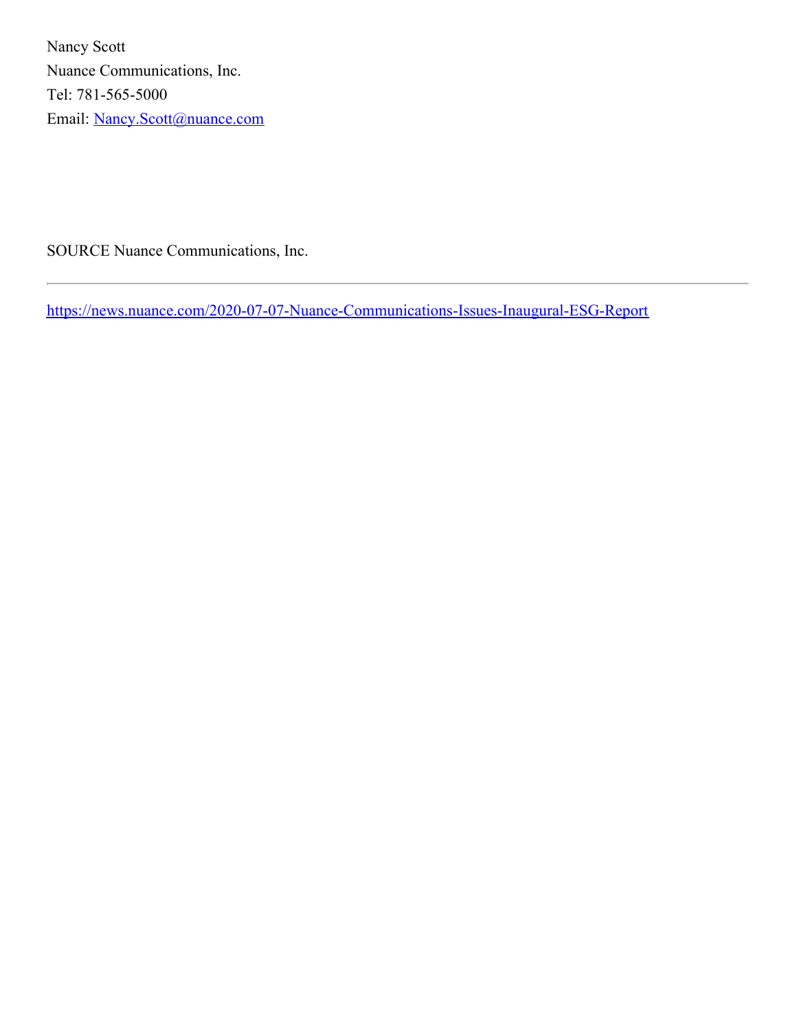Nancy Scott
Nuance Communications, Inc.
Tel: 781-565-5000
Email: [Nancy.Scott@nuance.com](mailto:Nancy.Scott@nuance.com)

SOURCE Nuance Communications, Inc.

---

https://news.nuance.com/2020-07-07-Nuance-Communications-Issues-Inaugural-ESG-Report